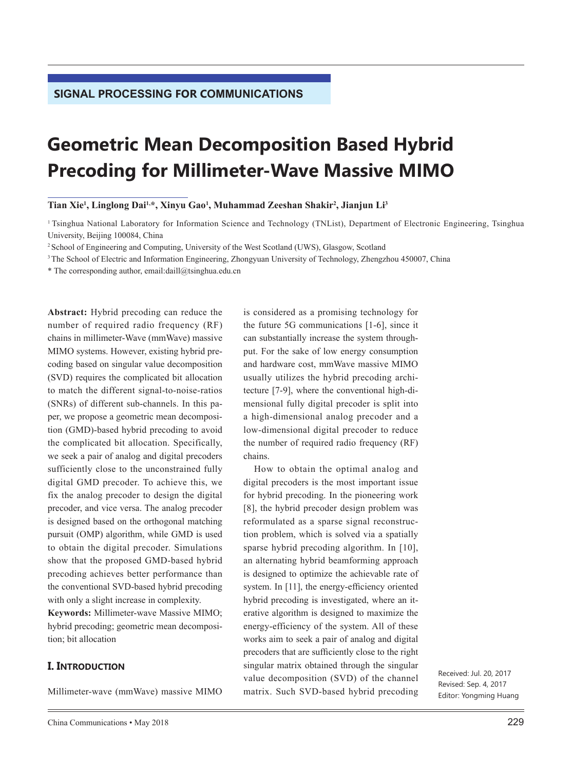SIGNAL PROCESSING FOR COMMUNICATIONS

# Geometric Mean Decomposition Based Hybrid Precoding for Millimeter-Wave Massive MIMO

**Tian Xie[1], Linglong Dai[1,*], Xinyu Gao[1], Muhammad Zeeshan Shakir[2], Jianjun Li[3]**

[1] Tsinghua National Laboratory for Information Science and Technology (TNList), Department of Electronic Engineering, Tsinghua University, Beijing 100084, China

[2] School of Engineering and Computing, University of the West Scotland (UWS), Glasgow, Scotland

[3] The School of Electric and Information Engineering, Zhongyuan University of Technology, Zhengzhou 450007, China

* The corresponding author, email:daill@tsinghua.edu.cn

**Abstract:** Hybrid precoding can reduce the number of required radio frequency (RF) chains in millimeter-Wave (mmWave) massive MIMO systems. However, existing hybrid precoding based on singular value decomposition (SVD) requires the complicated bit allocation to match the different signal-to-noise-ratios (SNRs) of different sub-channels. In this paper, we propose a geometric mean decomposition (GMD)-based hybrid precoding to avoid the complicated bit allocation. Specifically, we seek a pair of analog and digital precoders sufficiently close to the unconstrained fully digital GMD precoder. To achieve this, we fix the analog precoder to design the digital precoder, and vice versa. The analog precoder is designed based on the orthogonal matching pursuit (OMP) algorithm, while GMD is used to obtain the digital precoder. Simulations show that the proposed GMD-based hybrid precoding achieves better performance than the conventional SVD-based hybrid precoding with only a slight increase in complexity.

**Keywords:** Millimeter-wave Massive MIMO; hybrid precoding; geometric mean decomposition; bit allocation

## I. Introduction

Millimeter-wave (mmWave) massive MIMO is considered as a promising technology for the future 5G communications [1-6], since it can substantially increase the system throughput. For the sake of low energy consumption and hardware cost, mmWave massive MIMO usually utilizes the hybrid precoding architecture [7-9], where the conventional high-dimensional fully digital precoder is split into a high-dimensional analog precoder and a low-dimensional digital precoder to reduce the number of required radio frequency (RF) chains.

How to obtain the optimal analog and digital precoders is the most important issue for hybrid precoding. In the pioneering work [8], the hybrid precoder design problem was reformulated as a sparse signal reconstruction problem, which is solved via a spatially sparse hybrid precoding algorithm. In [10], an alternating hybrid beamforming approach is designed to optimize the achievable rate of system. In [11], the energy-efficiency oriented hybrid precoding is investigated, where an iterative algorithm is designed to maximize the energy-efficiency of the system. All of these works aim to seek a pair of analog and digital precoders that are sufficiently close to the right singular matrix obtained through the singular value decomposition (SVD) of the channel matrix. Such SVD-based hybrid precoding

Received: Jul. 20, 2017
Revised: Sep. 4, 2017
Editor: Yongming Huang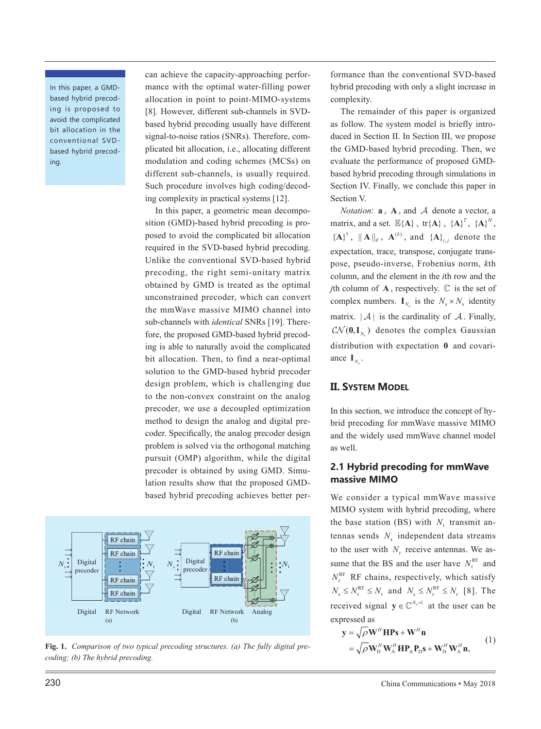In this paper, a GMD-based hybrid precoding is proposed to avoid the complicated bit allocation in the conventional SVD-based hybrid precoding.

can achieve the capacity-approaching performance with the optimal water-filling power allocation in point to point-MIMO-systems [8]. However, different sub-channels in SVD-based hybrid precoding usually have different signal-to-noise ratios (SNRs). Therefore, complicated bit allocation, i.e., allocating different modulation and coding schemes (MCSs) on different sub-channels, is usually required. Such procedure involves high coding/decoding complexity in practical systems [12].

In this paper, a geometric mean decomposition (GMD)-based hybrid precoding is proposed to avoid the complicated bit allocation required in the SVD-based hybrid precoding. Unlike the conventional SVD-based hybrid precoding, the right semi-unitary matrix obtained by GMD is treated as the optimal unconstrained precoder, which can convert the mmWave massive MIMO channel into sub-channels with *identical* SNRs [19]. Therefore, the proposed GMD-based hybrid precoding is able to naturally avoid the complicated bit allocation. Then, to find a near-optimal solution to the GMD-based hybrid precoder design problem, which is challenging due to the non-convex constraint on the analog precoder, we use a decoupled optimization method to design the analog and digital precoder. Specifically, the analog precoder design problem is solved via the orthogonal matching pursuit (OMP) algorithm, while the digital precoder is obtained by using GMD. Simulation results show that the proposed GMD-based hybrid precoding achieves better performance than the conventional SVD-based hybrid precoding with only a slight increase in complexity.

**Fig. 1.** *Comparison of two typical precoding structures. (a) The fully digital precoding; (b) The hybrid precoding.*

The remainder of this paper is organized as follow. The system model is briefly introduced in Section II. In Section III, we propose the GMD-based hybrid precoding. Then, we evaluate the performance of proposed GMD-based hybrid precoding through simulations in Section IV. Finally, we conclude this paper in Section V.

*Notation*: $\mathbf{a}$, $\mathbf{A}$, and $\mathcal{A}$ denote a vector, a matrix, and a set. $\mathbb{E}\{\mathbf{A}\}$, $\text{tr}\{\mathbf{A}\}$, $\{\mathbf{A}\}^T$, $\{\mathbf{A}\}^H$, $\{\mathbf{A}\}^\dagger$, $\|\mathbf{A}\|_F$, $\mathbf{A}^{(k)}$, and $\{\mathbf{A}\}_{i,j}$ denote the expectation, trace, transpose, conjugate transpose, pseudo-inverse, Frobenius norm, $k$th column, and the element in the $i$th row and the $j$th column of $\mathbf{A}$, respectively. $\mathbb{C}$ is the set of complex numbers. $\mathbf{I}_{N_s}$ is the $N_s \times N_s$ identity matrix. $|\mathcal{A}|$ is the cardinality of $\mathcal{A}$. Finally, $\mathcal{CN}(\mathbf{0}, \mathbf{I}_{N_s})$ denotes the complex Gaussian distribution with expectation $\mathbf{0}$ and covariance $\mathbf{I}_{N_s}$.

## II. System Model

In this section, we introduce the concept of hybrid precoding for mmWave massive MIMO and the widely used mmWave channel model as well.

### 2.1 Hybrid precoding for mmWave massive MIMO

We consider a typical mmWave massive MIMO system with hybrid precoding, where the base station (BS) with $N_t$ transmit antennas sends $N_s$ independent data streams to the user with $N_r$ receive antennas. We assume that the BS and the user have $N_t^{\text{RF}}$ and $N_r^{\text{RF}}$ RF chains, respectively, which satisfy $N_s \le N_t^{\text{RF}} \le N_t$ and $N_s \le N_r^{\text{RF}} \le N_r$ [8]. The received signal $\mathbf{y} \in \mathbb{C}^{N_s \times 1}$ at the user can be expressed as

$$
\begin{aligned}
\mathbf{y} &= \sqrt{\rho}\mathbf{W}^H\mathbf{H}\mathbf{P}\mathbf{s} + \mathbf{W}^H\mathbf{n} \\
&= \sqrt{\rho}\mathbf{W}_D^H\mathbf{W}_A^H\mathbf{H}\mathbf{P}_A\mathbf{P}_D\mathbf{s} + \mathbf{W}_D^H\mathbf{W}_A^H\mathbf{n},
\end{aligned} \tag{1}
$$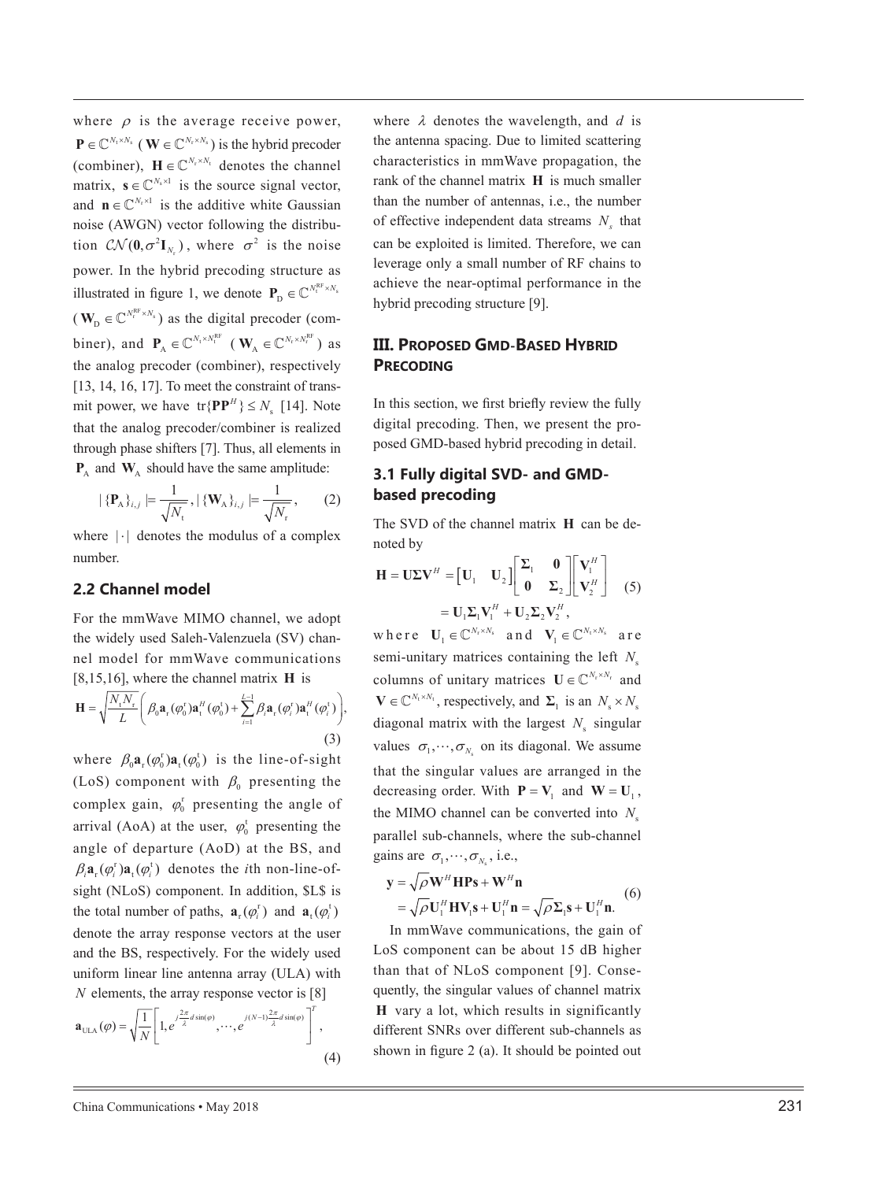where $\rho$ is the average receive power, $\mathbf{P} \in \mathbb{C}^{N_t \times N_s}$ ($\mathbf{W} \in \mathbb{C}^{N_r \times N_s}$) is the hybrid precoder (combiner), $\mathbf{H} \in \mathbb{C}^{N_r \times N_t}$ denotes the channel matrix, $\mathbf{s} \in \mathbb{C}^{N_s \times 1}$ is the source signal vector, and $\mathbf{n} \in \mathbb{C}^{N_r \times 1}$ is the additive white Gaussian noise (AWGN) vector following the distribution $\mathcal{CN}(\mathbf{0}, \sigma^2 \mathbf{I}_{N_r})$, where $\sigma^2$ is the noise power. In the hybrid precoding structure as illustrated in figure 1, we denote $\mathbf{P}_\text{D} \in \mathbb{C}^{N_t^\text{RF} \times N_s}$ ($\mathbf{W}_\text{D} \in \mathbb{C}^{N_r^\text{RF} \times N_s}$) as the digital precoder (combiner), and $\mathbf{P}_\text{A} \in \mathbb{C}^{N_t \times N_t^\text{RF}}$ ($\mathbf{W}_\text{A} \in \mathbb{C}^{N_r \times N_r^\text{RF}}$) as the analog precoder (combiner), respectively [13, 14, 16, 17]. To meet the constraint of transmit power, we have $\text{tr}\{\mathbf{P}\mathbf{P}^H\} \leq N_s$ [14]. Note that the analog precoder/combiner is realized through phase shifters [7]. Thus, all elements in $\mathbf{P}_\text{A}$ and $\mathbf{W}_\text{A}$ should have the same amplitude:

$$|\{\mathbf{P}_\text{A}\}_{i,j}| = \frac{1}{\sqrt{N_t}}, |\{\mathbf{W}_\text{A}\}_{i,j}| = \frac{1}{\sqrt{N_r}}, \quad (2)$$

where $|\cdot|$ denotes the modulus of a complex number.

### 2.2 Channel model

For the mmWave MIMO channel, we adopt the widely used Saleh-Valenzuela (SV) channel model for mmWave communications [8,15,16], where the channel matrix $\mathbf{H}$ is

$$\mathbf{H} = \sqrt{\frac{N_t N_r}{L}} \left( \beta_0 \mathbf{a}_r(\varphi_0^r) \mathbf{a}_t^H(\varphi_0^t) + \sum_{i=1}^{L-1} \beta_i \mathbf{a}_r(\varphi_i^r) \mathbf{a}_t^H(\varphi_i^t) \right), \quad (3)$$

where $\beta_0 \mathbf{a}_r(\varphi_0^r) \mathbf{a}_t(\varphi_0^t)$ is the line-of-sight (LoS) component with $\beta_0$ presenting the complex gain, $\varphi_0^r$ presenting the angle of arrival (AoA) at the user, $\varphi_0^t$ presenting the angle of departure (AoD) at the BS, and $\beta_i \mathbf{a}_r(\varphi_i^r) \mathbf{a}_t(\varphi_i^t)$ denotes the $i$th non-line-of-sight (NLoS) component. In addition, $L$ is the total number of paths, $\mathbf{a}_r(\varphi_i^r)$ and $\mathbf{a}_t(\varphi_i^t)$ denote the array response vectors at the user and the BS, respectively. For the widely used uniform linear line antenna array (ULA) with $N$ elements, the array response vector is [8]

$$\mathbf{a}_\text{ULA}(\varphi) = \sqrt{\frac{1}{N}} \left[ 1, e^{j\frac{2\pi}{\lambda} d \sin(\varphi)}, \cdots, e^{j(N-1)\frac{2\pi}{\lambda} d \sin(\varphi)} \right]^T, \quad (4)$$

where $\lambda$ denotes the wavelength, and $d$ is the antenna spacing. Due to limited scattering characteristics in mmWave propagation, the rank of the channel matrix $\mathbf{H}$ is much smaller than the number of antennas, i.e., the number of effective independent data streams $N_s$ that can be exploited is limited. Therefore, we can leverage only a small number of RF chains to achieve the near-optimal performance in the hybrid precoding structure [9].

## III. PROPOSED GMD-BASED HYBRID PRECODING

In this section, we first briefly review the fully digital precoding. Then, we present the proposed GMD-based hybrid precoding in detail.

### 3.1 Fully digital SVD- and GMD-based precoding

The SVD of the channel matrix $\mathbf{H}$ can be denoted by

$$\begin{aligned} \mathbf{H} = \mathbf{U}\mathbf{\Sigma}\mathbf{V}^H &= \begin{bmatrix} \mathbf{U}_1 & \mathbf{U}_2 \end{bmatrix} \begin{bmatrix} \mathbf{\Sigma}_1 & \mathbf{0} \\ \mathbf{0} & \mathbf{\Sigma}_2 \end{bmatrix} \begin{bmatrix} \mathbf{V}_1^H \\ \mathbf{V}_2^H \end{bmatrix} \\ &= \mathbf{U}_1 \mathbf{\Sigma}_1 \mathbf{V}_1^H + \mathbf{U}_2 \mathbf{\Sigma}_2 \mathbf{V}_2^H, \end{aligned} \quad (5)$$

where $\mathbf{U}_1 \in \mathbb{C}^{N_r \times N_s}$ and $\mathbf{V}_1 \in \mathbb{C}^{N_t \times N_s}$ are semi-unitary matrices containing the left $N_s$ columns of unitary matrices $\mathbf{U} \in \mathbb{C}^{N_r \times N_r}$ and $\mathbf{V} \in \mathbb{C}^{N_t \times N_t}$, respectively, and $\mathbf{\Sigma}_1$ is an $N_s \times N_s$ diagonal matrix with the largest $N_s$ singular values $\sigma_1, \cdots, \sigma_{N_s}$ on its diagonal. We assume that the singular values are arranged in the decreasing order. With $\mathbf{P} = \mathbf{V}_1$ and $\mathbf{W} = \mathbf{U}_1$, the MIMO channel can be converted into $N_s$ parallel sub-channels, where the sub-channel gains are $\sigma_1, \cdots, \sigma_{N_s}$, i.e.,

$$\begin{aligned} \mathbf{y} &= \sqrt{\rho} \mathbf{W}^H \mathbf{H} \mathbf{P} \mathbf{s} + \mathbf{W}^H \mathbf{n} \\ &= \sqrt{\rho} \mathbf{U}_1^H \mathbf{H} \mathbf{V}_1 \mathbf{s} + \mathbf{U}_1^H \mathbf{n} = \sqrt{\rho} \mathbf{\Sigma}_1 \mathbf{s} + \mathbf{U}_1^H \mathbf{n}. \end{aligned} \quad (6)$$

In mmWave communications, the gain of LoS component can be about 15 dB higher than that of NLoS component [9]. Consequently, the singular values of channel matrix $\mathbf{H}$ vary a lot, which results in significantly different SNRs over different sub-channels as shown in figure 2 (a). It should be pointed out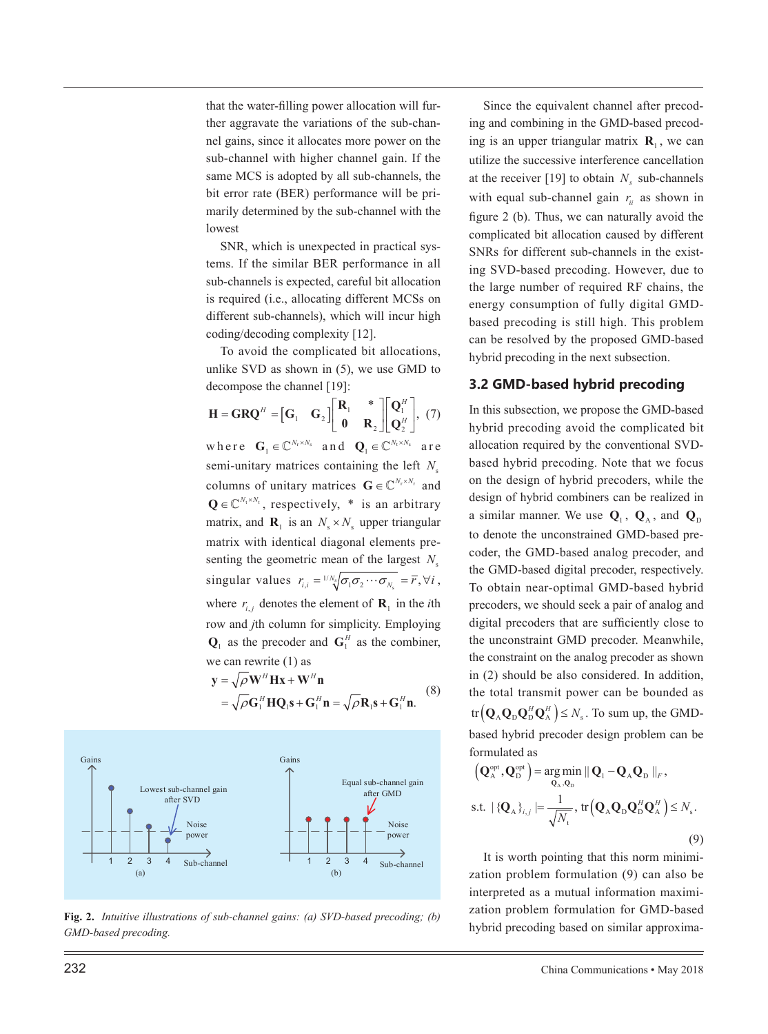that the water-filling power allocation will further aggravate the variations of the sub-channel gains, since it allocates more power on the sub-channel with higher channel gain. If the same MCS is adopted by all sub-channels, the bit error rate (BER) performance will be primarily determined by the sub-channel with the lowest

SNR, which is unexpected in practical systems. If the similar BER performance in all sub-channels is expected, careful bit allocation is required (i.e., allocating different MCSs on different sub-channels), which will incur high coding/decoding complexity [12].

To avoid the complicated bit allocations, unlike SVD as shown in (5), we use GMD to decompose the channel [19]:

$$\mathbf{H} = \mathbf{G}\mathbf{R}\mathbf{Q}^H = \begin{bmatrix} \mathbf{G}_1 & \mathbf{G}_2 \end{bmatrix} \begin{bmatrix} \mathbf{R}_1 & * \\ \mathbf{0} & \mathbf{R}_2 \end{bmatrix} \begin{bmatrix} \mathbf{Q}_1^H \\ \mathbf{Q}_2^H \end{bmatrix}, \quad (7)$$

where $\mathbf{G}_1 \in \mathbb{C}^{N_r \times N_s}$ and $\mathbf{Q}_1 \in \mathbb{C}^{N_t \times N_s}$ are semi-unitary matrices containing the left $N_s$ columns of unitary matrices $\mathbf{G} \in \mathbb{C}^{N_r \times N_r}$ and $\mathbf{Q} \in \mathbb{C}^{N_t \times N_t}$, respectively, $*$ is an arbitrary matrix, and $\mathbf{R}_1$ is an $N_s \times N_s$ upper triangular matrix with identical diagonal elements presenting the geometric mean of the largest $N_s$ singular values $r_{i,i} = \sqrt[1/N_s]{\sigma_1 \sigma_2 \cdots \sigma_{N_s}} = \bar{r}, \forall i$, where $r_{i,j}$ denotes the element of $\mathbf{R}_1$ in the $i$th row and $j$th column for simplicity. Employing $\mathbf{Q}_1$ as the precoder and $\mathbf{G}_1^H$ as the combiner, we can rewrite (1) as

$$\begin{aligned} \mathbf{y} &= \sqrt{\rho}\mathbf{W}^H\mathbf{H}\mathbf{x} + \mathbf{W}^H\mathbf{n} \\ &= \sqrt{\rho}\mathbf{G}_1^H\mathbf{H}\mathbf{Q}_1\mathbf{s} + \mathbf{G}_1^H\mathbf{n} = \sqrt{\rho}\mathbf{R}_1\mathbf{s} + \mathbf{G}_1^H\mathbf{n}. \end{aligned} \quad (8)$$

**Fig. 2.** *Intuitive illustrations of sub-channel gains: (a) SVD-based precoding; (b) GMD-based precoding.*

Since the equivalent channel after precoding and combining in the GMD-based precoding is an upper triangular matrix $\mathbf{R}_1$, we can utilize the successive interference cancellation at the receiver [19] to obtain $N_s$ sub-channels with equal sub-channel gain $r_{ii}$ as shown in figure 2 (b). Thus, we can naturally avoid the complicated bit allocation caused by different SNRs for different sub-channels in the existing SVD-based precoding. However, due to the large number of required RF chains, the energy consumption of fully digital GMD-based precoding is still high. This problem can be resolved by the proposed GMD-based hybrid precoding in the next subsection.

### 3.2 GMD-based hybrid precoding

In this subsection, we propose the GMD-based hybrid precoding avoid the complicated bit allocation required by the conventional SVD-based hybrid precoding. Note that we focus on the design of hybrid precoders, while the design of hybrid combiners can be realized in a similar manner. We use $\mathbf{Q}_1$, $\mathbf{Q}_A$, and $\mathbf{Q}_D$ to denote the unconstrained GMD-based precoder, the GMD-based analog precoder, and the GMD-based digital precoder, respectively. To obtain near-optimal GMD-based hybrid precoders, we should seek a pair of analog and digital precoders that are sufficiently close to the unconstraint GMD precoder. Meanwhile, the constraint on the analog precoder as shown in (2) should be also considered. In addition, the total transmit power can be bounded as $\mathrm{tr}\left(\mathbf{Q}_A\mathbf{Q}_D\mathbf{Q}_D^H\mathbf{Q}_A^H\right) \le N_s$. To sum up, the GMD-based hybrid precoder design problem can be formulated as

$$\begin{aligned} \left(\mathbf{Q}_A^{\mathrm{opt}}, \mathbf{Q}_D^{\mathrm{opt}}\right) &= \underset{\mathbf{Q}_A, \mathbf{Q}_D}{\arg\min} \| \mathbf{Q}_1 - \mathbf{Q}_A\mathbf{Q}_D \|_F, \\ \text{s.t. } &| \{\mathbf{Q}_A\}_{i,j} | = \frac{1}{\sqrt{N_t}}, \ \mathrm{tr}\left(\mathbf{Q}_A\mathbf{Q}_D\mathbf{Q}_D^H\mathbf{Q}_A^H\right) \le N_s. \end{aligned} \quad (9)$$

It is worth pointing that this norm minimization problem formulation (9) can also be interpreted as a mutual information maximization problem formulation for GMD-based hybrid precoding based on similar approxima-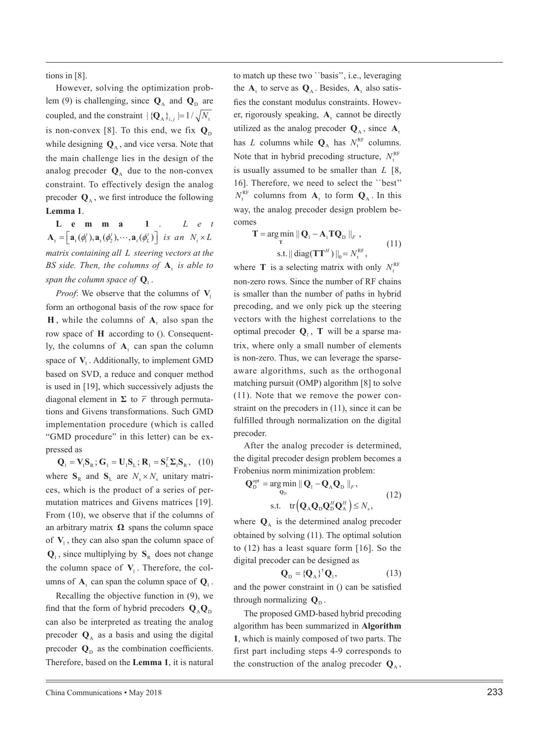tions in [8].

However, solving the optimization problem (9) is challenging, since $\mathbf{Q}_{\mathrm{A}}$ and $\mathbf{Q}_{\mathrm{D}}$ are coupled, and the constraint $|\{\mathbf{Q}_{\mathrm{A}}\}_{i,j}| = 1/\sqrt{N_{\mathrm{t}}}$ is non-convex [8]. To this end, we fix $\mathbf{Q}_{\mathrm{D}}$ while designing $\mathbf{Q}_{\mathrm{A}}$, and vice versa. Note that the main challenge lies in the design of the analog precoder $\mathbf{Q}_{\mathrm{A}}$ due to the non-convex constraint. To effectively design the analog precoder $\mathbf{Q}_{\mathrm{A}}$, we first introduce the following **Lemma 1**.

**Lemma 1**. *Let* $\mathbf{A}_{\mathrm{t}} = \left[\mathbf{a}_{\mathrm{t}}(\phi_1^t), \mathbf{a}_{\mathrm{t}}(\phi_2^t), \cdots, \mathbf{a}_{\mathrm{t}}(\phi_L^t)\right]$ *is an* $N_t \times L$ *matrix containing all* $L$ *steering vectors at the BS side. Then, the columns of* $\mathbf{A}_{\mathrm{t}}$ *is able to span the column space of* $\mathbf{Q}_{\mathrm{I}}$.

*Proof*: We observe that the columns of $\mathbf{V}_{\mathrm{I}}$ form an orthogonal basis of the row space for $\mathbf{H}$, while the columns of $\mathbf{A}_{\mathrm{t}}$ also span the row space of $\mathbf{H}$ according to (). Consequently, the columns of $\mathbf{A}_{\mathrm{t}}$ can span the column space of $\mathbf{V}_{\mathrm{I}}$. Additionally, to implement GMD based on SVD, a reduce and conquer method is used in [19], which successively adjusts the diagonal element in $\mathbf{\Sigma}$ to $\bar{r}$ through permutations and Givens transformations. Such GMD implementation procedure (which is called "GMD procedure" in this letter) can be expressed as

$$\mathbf{Q}_{\mathrm{I}} = \mathbf{V}_{\mathrm{I}}\mathbf{S}_{\mathrm{R}}; \mathbf{G}_{\mathrm{I}} = \mathbf{U}_{\mathrm{I}}\mathbf{S}_{\mathrm{L}}; \mathbf{R}_{\mathrm{I}} = \mathbf{S}_{\mathrm{L}}^T\mathbf{\Sigma}_{\mathrm{I}}\mathbf{S}_{\mathrm{R}}, \quad (10)$$

where $\mathbf{S}_{\mathrm{R}}$ and $\mathbf{S}_{\mathrm{L}}$ are $N_{\mathrm{s}} \times N_{\mathrm{s}}$ unitary matrices, which is the product of a series of permutation matrices and Givens matrices [19]. From (10), we observe that if the columns of an arbitrary matrix $\mathbf{\Omega}$ spans the column space of $\mathbf{V}_{\mathrm{I}}$, they can also span the column space of $\mathbf{Q}_{\mathrm{I}}$, since multiplying by $\mathbf{S}_{\mathrm{R}}$ does not change the column space of $\mathbf{V}_{\mathrm{I}}$. Therefore, the columns of $\mathbf{A}_{\mathrm{t}}$ can span the column space of $\mathbf{Q}_{\mathrm{I}}$.

Recalling the objective function in (9), we find that the form of hybrid precoders $\mathbf{Q}_{\mathrm{A}}\mathbf{Q}_{\mathrm{D}}$ can also be interpreted as treating the analog precoder $\mathbf{Q}_{\mathrm{A}}$ as a basis and using the digital precoder $\mathbf{Q}_{\mathrm{D}}$ as the combination coefficients. Therefore, based on the **Lemma 1**, it is natural to match up these two ``basis'', i.e., leveraging the $\mathbf{A}_{\mathrm{t}}$ to serve as $\mathbf{Q}_{\mathrm{A}}$. Besides, $\mathbf{A}_{\mathrm{t}}$ also satisfies the constant modulus constraints. However, rigorously speaking, $\mathbf{A}_{\mathrm{t}}$ cannot be directly utilized as the analog precoder $\mathbf{Q}_{\mathrm{A}}$, since $\mathbf{A}_{\mathrm{t}}$ has $L$ columns while $\mathbf{Q}_{\mathrm{A}}$ has $N_{\mathrm{t}}^{\mathrm{RF}}$ columns. Note that in hybrid precoding structure, $N_{\mathrm{t}}^{\mathrm{RF}}$ is usually assumed to be smaller than $L$ [8, 16]. Therefore, we need to select the ``best'' $N_{\mathrm{t}}^{\mathrm{RF}}$ columns from $\mathbf{A}_{\mathrm{t}}$ to form $\mathbf{Q}_{\mathrm{A}}$. In this way, the analog precoder design problem becomes

$$\begin{aligned}\mathbf{T} = \arg\min_{\mathbf{T}} \| \mathbf{Q}_{\mathrm{I}} - \mathbf{A}_{\mathrm{t}}\mathbf{T}\mathbf{Q}_{\mathrm{D}} \|_F, \\ \text{s.t.} \| \mathrm{diag}(\mathbf{T}\mathbf{T}^H) \|_0 = N_{\mathrm{t}}^{\mathrm{RF}},\end{aligned} \quad (11)$$

where $\mathbf{T}$ is a selecting matrix with only $N_{\mathrm{t}}^{\mathrm{RF}}$ non-zero rows. Since the number of RF chains is smaller than the number of paths in hybrid precoding, and we only pick up the steering vectors with the highest correlations to the optimal precoder $\mathbf{Q}_{\mathrm{I}}$, $\mathbf{T}$ will be a sparse matrix, where only a small number of elements is non-zero. Thus, we can leverage the sparse-aware algorithms, such as the orthogonal matching pursuit (OMP) algorithm [8] to solve (11). Note that we remove the power constraint on the precoders in (11), since it can be fulfilled through normalization on the digital precoder.

After the analog precoder is determined, the digital precoder design problem becomes a Frobenius norm minimization problem:

$$\begin{aligned}\mathbf{Q}_{\mathrm{D}}^{\mathrm{opt}} = \arg\min_{\mathbf{Q}_{\mathrm{D}}} \| \mathbf{Q}_{\mathrm{I}} - \mathbf{Q}_{\mathrm{A}}\mathbf{Q}_{\mathrm{D}} \|_F, \\ \text{s.t.} \quad \mathrm{tr}\left(\mathbf{Q}_{\mathrm{A}}\mathbf{Q}_{\mathrm{D}}\mathbf{Q}_{\mathrm{D}}^H\mathbf{Q}_{\mathrm{A}}^H\right) \le N_{\mathrm{s}},\end{aligned} \quad (12)$$

where $\mathbf{Q}_{\mathrm{A}}$ is the determined analog precoder obtained by solving (11). The optimal solution to (12) has a least square form [16]. So the digital precoder can be designed as

$$\mathbf{Q}_{\mathrm{D}} = \{\mathbf{Q}_{\mathrm{A}}\}^{\dagger}\mathbf{Q}_{\mathrm{I}}, \quad (13)$$

and the power constraint in () can be satisfied through normalizing $\mathbf{Q}_{\mathrm{D}}$.

The proposed GMD-based hybrid precoding algorithm has been summarized in **Algorithm 1**, which is mainly composed of two parts. The first part including steps 4-9 corresponds to the construction of the analog precoder $\mathbf{Q}_{\mathrm{A}}$,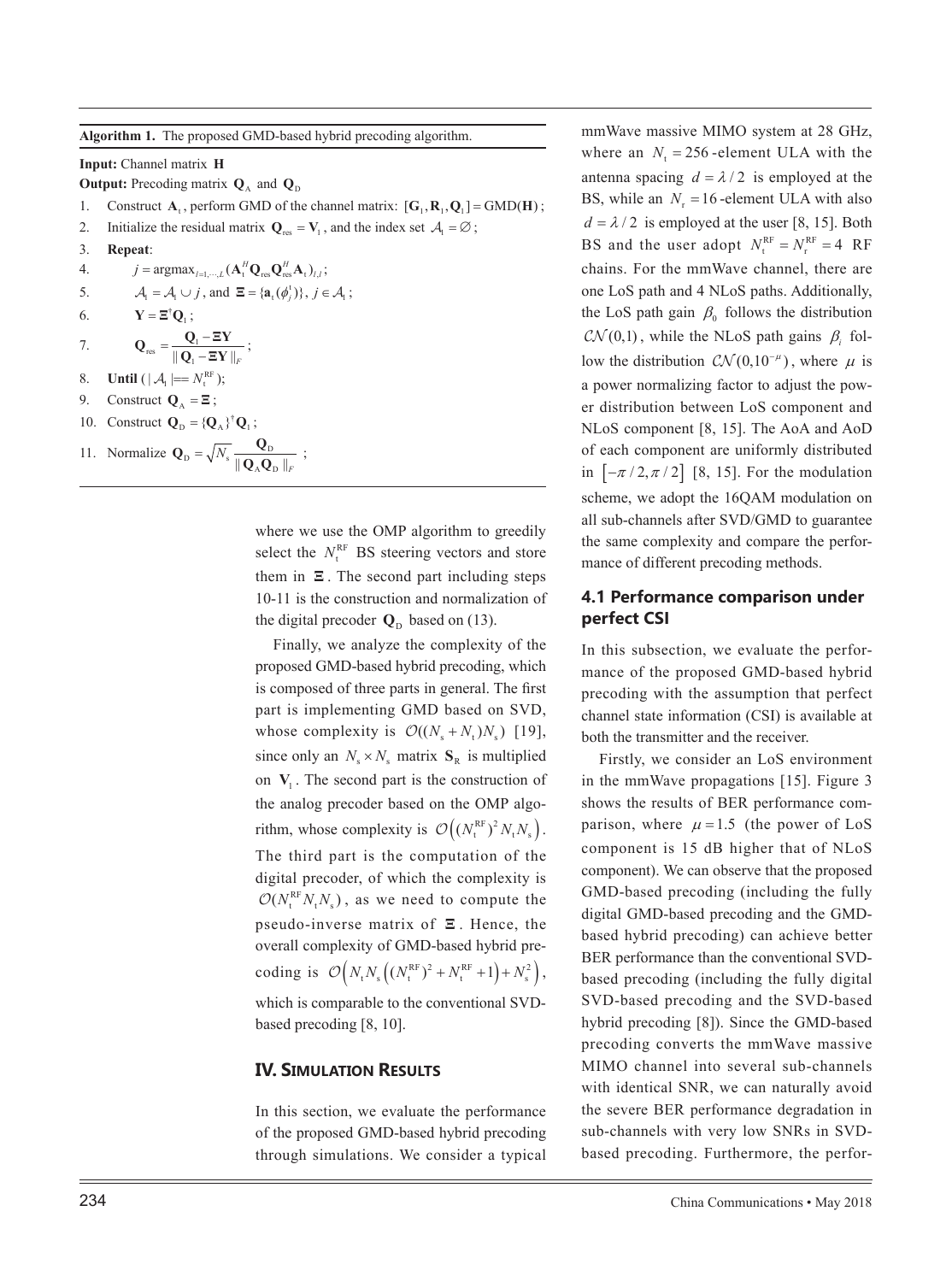**Algorithm 1.** The proposed GMD-based hybrid precoding algorithm.

**Input:** Channel matrix $\mathbf{H}$

**Output:** Precoding matrix $\mathbf{Q}_{\rm A}$ and $\mathbf{Q}_{\rm D}$

1. Construct $\mathbf{A}_{\rm t}$, perform GMD of the channel matrix: $[\mathbf{G}_1, \mathbf{R}_1, \mathbf{Q}_1] = \text{GMD}(\mathbf{H})$;
2. Initialize the residual matrix $\mathbf{Q}_{\rm res} = \mathbf{V}_1$, and the index set $\mathcal{A}_1 = \varnothing$;
3. **Repeat**:
4. $\quad j = \text{argmax}_{l=1,\cdots,L}(\mathbf{A}_{\rm t}^H \mathbf{Q}_{\rm res}\mathbf{Q}_{\rm res}^H \mathbf{A}_{\rm t})_{l,l}$;
5. $\quad \mathcal{A}_1 = \mathcal{A}_1 \cup j$, and $\mathbf{\Xi} = \{\mathbf{a}_{\rm t}(\phi_j^{\rm t})\}$, $j \in \mathcal{A}_1$;
6. $\quad \mathbf{Y} = \mathbf{\Xi}^{\dagger}\mathbf{Q}_1$;
7. $\quad \mathbf{Q}_{\rm res} = \dfrac{\mathbf{Q}_1 - \mathbf{\Xi}\mathbf{Y}}{\| \mathbf{Q}_1 - \mathbf{\Xi}\mathbf{Y} \|_F}$;
8. **Until** ($|\mathcal{A}_1| == N_{\rm t}^{\rm RF}$);
9. Construct $\mathbf{Q}_{\rm A} = \mathbf{\Xi}$;
10. Construct $\mathbf{Q}_{\rm D} = \{\mathbf{Q}_{\rm A}\}^{\dagger}\mathbf{Q}_1$;
11. Normalize $\mathbf{Q}_{\rm D} = \sqrt{N_{\rm s}}\dfrac{\mathbf{Q}_{\rm D}}{\| \mathbf{Q}_{\rm A}\mathbf{Q}_{\rm D} \|_F}$;

where we use the OMP algorithm to greedily select the $N_{\rm t}^{\rm RF}$ BS steering vectors and store them in $\mathbf{\Xi}$. The second part including steps 10-11 is the construction and normalization of the digital precoder $\mathbf{Q}_{\rm D}$ based on (13).

Finally, we analyze the complexity of the proposed GMD-based hybrid precoding, which is composed of three parts in general. The first part is implementing GMD based on SVD, whose complexity is $\mathcal{O}((N_{\rm s} + N_{\rm t})N_{\rm s})$ [19], since only an $N_{\rm s} \times N_{\rm s}$ matrix $\mathbf{S}_{\rm R}$ is multiplied on $\mathbf{V}_1$. The second part is the construction of the analog precoder based on the OMP algorithm, whose complexity is $\mathcal{O}\left((N_{\rm t}^{\rm RF})^2 N_{\rm t} N_{\rm s}\right)$. The third part is the computation of the digital precoder, of which the complexity is $\mathcal{O}(N_{\rm t}^{\rm RF} N_{\rm t} N_{\rm s})$, as we need to compute the pseudo-inverse matrix of $\mathbf{\Xi}$. Hence, the overall complexity of GMD-based hybrid precoding is $\mathcal{O}\left(N_{\rm t} N_{\rm s}\left((N_{\rm t}^{\rm RF})^2 + N_{\rm t}^{\rm RF} + 1\right) + N_{\rm s}^2\right)$, which is comparable to the conventional SVD-based precoding [8, 10].

## IV. Simulation Results

In this section, we evaluate the performance of the proposed GMD-based hybrid precoding through simulations. We consider a typical mmWave massive MIMO system at 28 GHz, where an $N_{\rm t} = 256$-element ULA with the antenna spacing $d = \lambda / 2$ is employed at the BS, while an $N_{\rm r} = 16$-element ULA with also $d = \lambda / 2$ is employed at the user [8, 15]. Both BS and the user adopt $N_{\rm t}^{\rm RF} = N_{\rm r}^{\rm RF} = 4$ RF chains. For the mmWave channel, there are one LoS path and 4 NLoS paths. Additionally, the LoS path gain $\beta_0$ follows the distribution $\mathcal{CN}(0,1)$, while the NLoS path gains $\beta_i$ follow the distribution $\mathcal{CN}(0,10^{-\mu})$, where $\mu$ is a power normalizing factor to adjust the power distribution between LoS component and NLoS component [8, 15]. The AoA and AoD of each component are uniformly distributed in $[-\pi/2, \pi/2]$ [8, 15]. For the modulation scheme, we adopt the 16QAM modulation on all sub-channels after SVD/GMD to guarantee the same complexity and compare the performance of different precoding methods.

### 4.1 Performance comparison under perfect CSI

In this subsection, we evaluate the performance of the proposed GMD-based hybrid precoding with the assumption that perfect channel state information (CSI) is available at both the transmitter and the receiver.

Firstly, we consider an LoS environment in the mmWave propagations [15]. Figure 3 shows the results of BER performance comparison, where $\mu = 1.5$ (the power of LoS component is 15 dB higher that of NLoS component). We can observe that the proposed GMD-based precoding (including the fully digital GMD-based precoding and the GMD-based hybrid precoding) can achieve better BER performance than the conventional SVD-based precoding (including the fully digital SVD-based precoding and the SVD-based hybrid precoding [8]). Since the GMD-based precoding converts the mmWave massive MIMO channel into several sub-channels with identical SNR, we can naturally avoid the severe BER performance degradation in sub-channels with very low SNRs in SVD-based precoding. Furthermore, the perfor-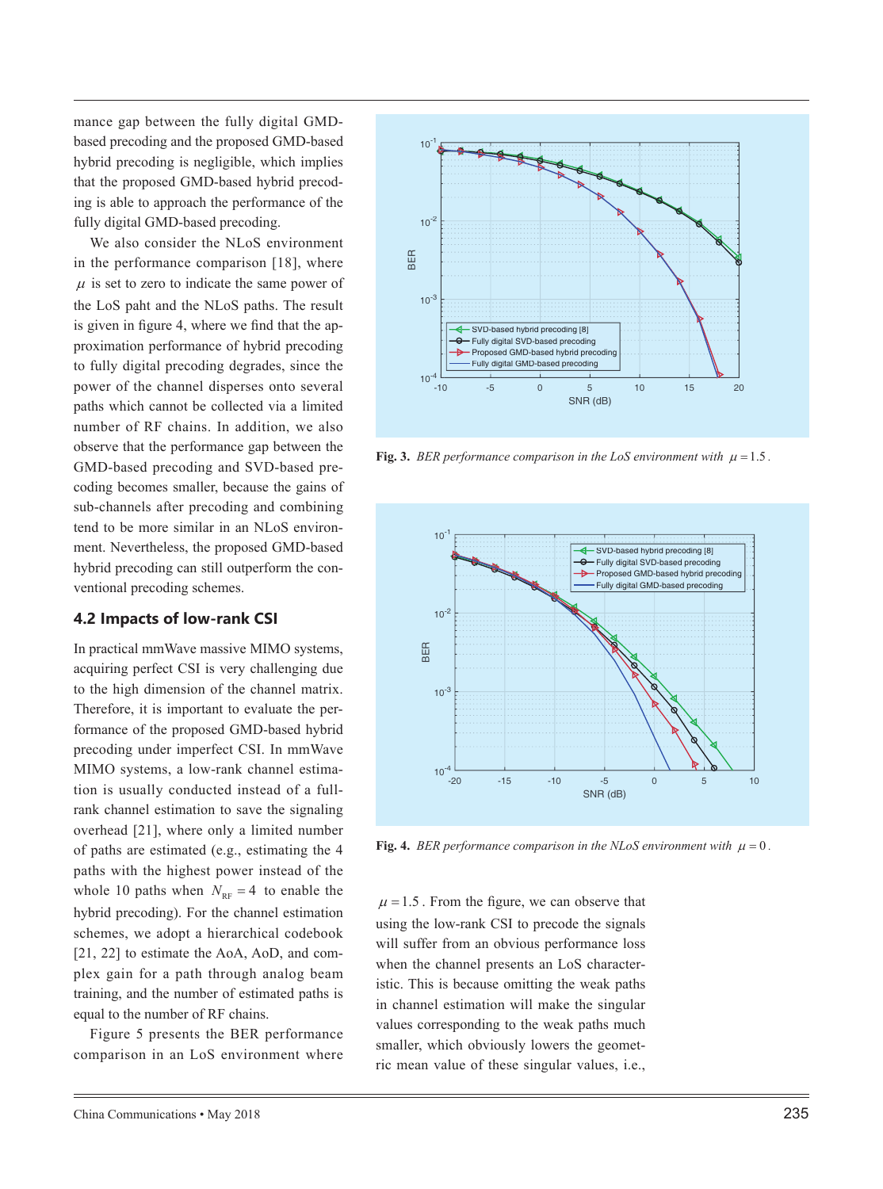mance gap between the fully digital GMD-based precoding and the proposed GMD-based hybrid precoding is negligible, which implies that the proposed GMD-based hybrid precoding is able to approach the performance of the fully digital GMD-based precoding.

We also consider the NLoS environment in the performance comparison [18], where $\mu$ is set to zero to indicate the same power of the LoS paht and the NLoS paths. The result is given in figure 4, where we find that the approximation performance of hybrid precoding to fully digital precoding degrades, since the power of the channel disperses onto several paths which cannot be collected via a limited number of RF chains. In addition, we also observe that the performance gap between the GMD-based precoding and SVD-based precoding becomes smaller, because the gains of sub-channels after precoding and combining tend to be more similar in an NLoS environment. Nevertheless, the proposed GMD-based hybrid precoding can still outperform the conventional precoding schemes.

## 4.2 Impacts of low-rank CSI

In practical mmWave massive MIMO systems, acquiring perfect CSI is very challenging due to the high dimension of the channel matrix. Therefore, it is important to evaluate the performance of the proposed GMD-based hybrid precoding under imperfect CSI. In mmWave MIMO systems, a low-rank channel estimation is usually conducted instead of a full-rank channel estimation to save the signaling overhead [21], where only a limited number of paths are estimated (e.g., estimating the 4 paths with the highest power instead of the whole 10 paths when $N_{\mathrm{RF}}=4$ to enable the hybrid precoding). For the channel estimation schemes, we adopt a hierarchical codebook [21, 22] to estimate the AoA, AoD, and complex gain for a path through analog beam training, and the number of estimated paths is equal to the number of RF chains.

Figure 5 presents the BER performance comparison in an LoS environment where $\mu=1.5$. From the figure, we can observe that using the low-rank CSI to precode the signals will suffer from an obvious performance loss when the channel presents an LoS characteristic. This is because omitting the weak paths in channel estimation will make the singular values corresponding to the weak paths much smaller, which obviously lowers the geometric mean value of these singular values, i.e.,

**Fig. 3.** *BER performance comparison in the LoS environment with* $\mu=1.5$.

**Fig. 4.** *BER performance comparison in the NLoS environment with* $\mu=0$.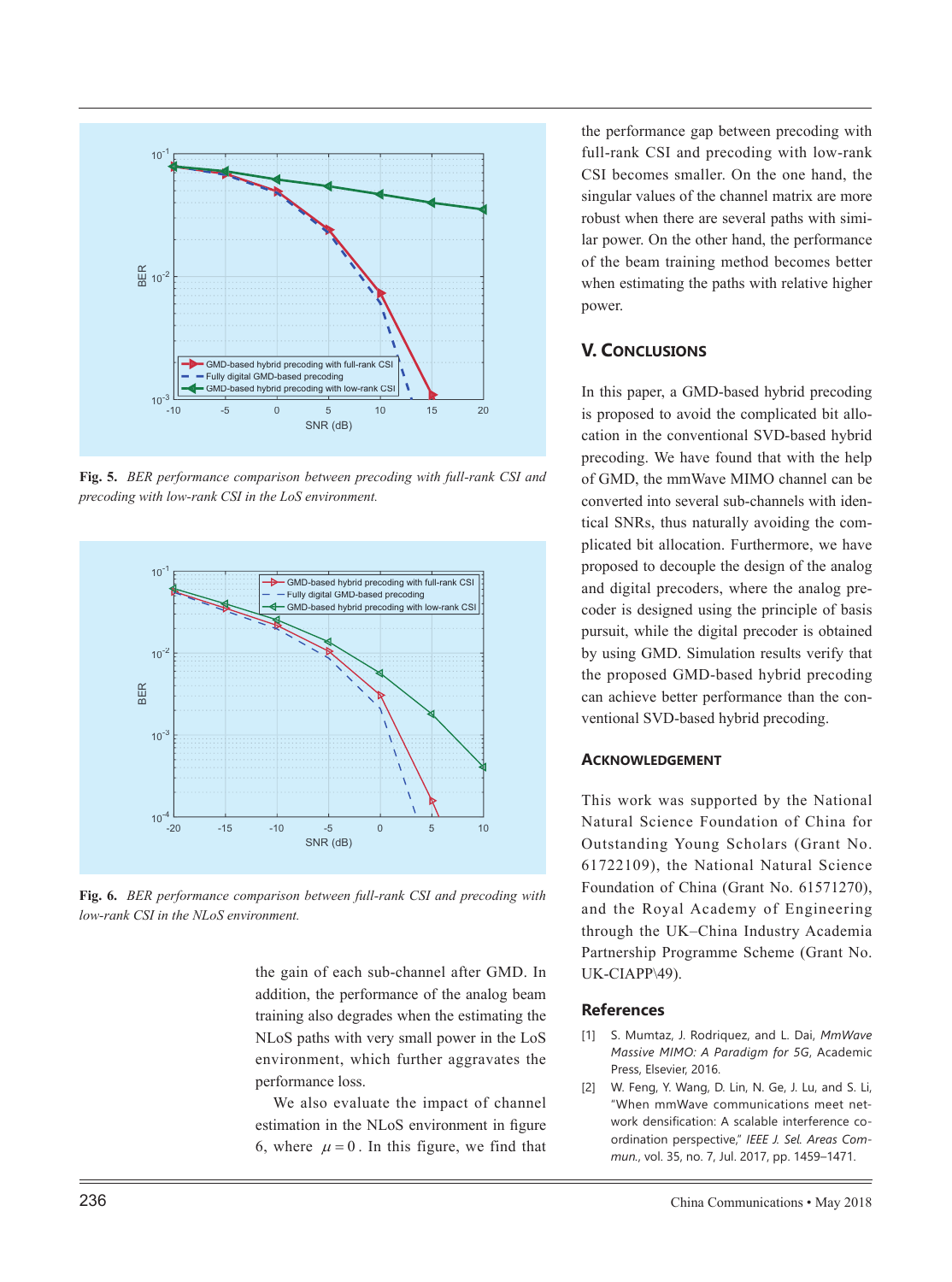Fig. 5. *BER performance comparison between precoding with full-rank CSI and precoding with low-rank CSI in the LoS environment.*

Fig. 6. *BER performance comparison between full-rank CSI and precoding with low-rank CSI in the NLoS environment.*

the gain of each sub-channel after GMD. In addition, the performance of the analog beam training also degrades when the estimating the NLoS paths with very small power in the LoS environment, which further aggravates the performance loss.

We also evaluate the impact of channel estimation in the NLoS environment in figure 6, where $\mu = 0$. In this figure, we find that the performance gap between precoding with full-rank CSI and precoding with low-rank CSI becomes smaller. On the one hand, the singular values of the channel matrix are more robust when there are several paths with similar power. On the other hand, the performance of the beam training method becomes better when estimating the paths with relative higher power.

## V. CONCLUSIONS

In this paper, a GMD-based hybrid precoding is proposed to avoid the complicated bit allocation in the conventional SVD-based hybrid precoding. We have found that with the help of GMD, the mmWave MIMO channel can be converted into several sub-channels with identical SNRs, thus naturally avoiding the complicated bit allocation. Furthermore, we have proposed to decouple the design of the analog and digital precoders, where the analog precoder is designed using the principle of basis pursuit, while the digital precoder is obtained by using GMD. Simulation results verify that the proposed GMD-based hybrid precoding can achieve better performance than the conventional SVD-based hybrid precoding.

### ACKNOWLEDGEMENT

This work was supported by the National Natural Science Foundation of China for Outstanding Young Scholars (Grant No. 61722109), the National Natural Science Foundation of China (Grant No. 61571270), and the Royal Academy of Engineering through the UK–China Industry Academia Partnership Programme Scheme (Grant No. UK-CIAPP\49).

## References

[1] S. Mumtaz, J. Rodriquez, and L. Dai, *MmWave Massive MIMO: A Paradigm for 5G*, Academic Press, Elsevier, 2016.

[2] W. Feng, Y. Wang, D. Lin, N. Ge, J. Lu, and S. Li, "When mmWave communications meet network densification: A scalable interference coordination perspective," *IEEE J. Sel. Areas Commun.*, vol. 35, no. 7, Jul. 2017, pp. 1459–1471.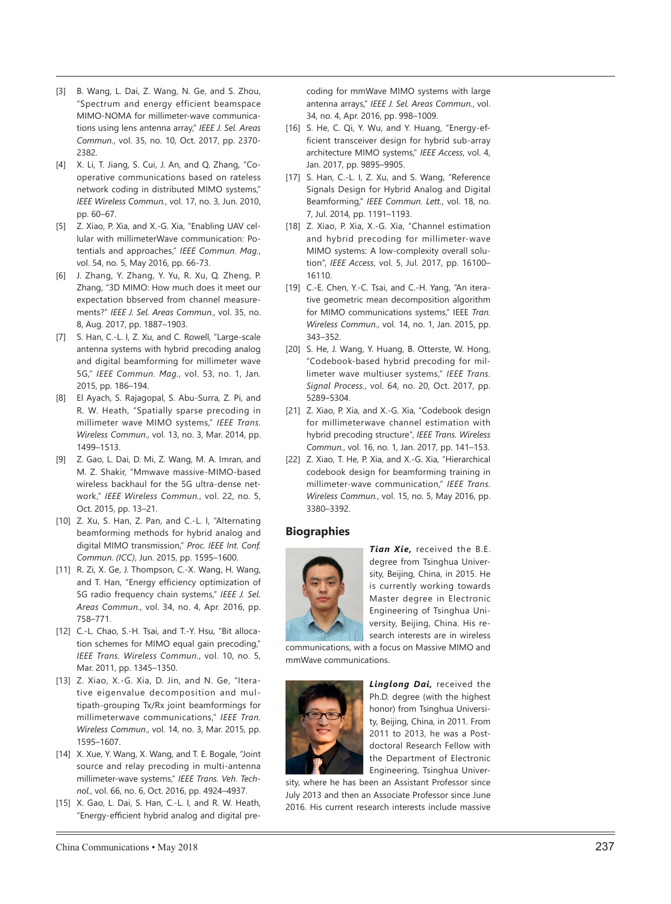[3] B. Wang, L. Dai, Z. Wang, N. Ge, and S. Zhou, "Spectrum and energy efficient beamspace MIMO-NOMA for millimeter-wave communications using lens antenna array," *IEEE J. Sel. Areas Commun.*, vol. 35, no. 10, Oct. 2017, pp. 2370-2382.

[4] X. Li, T. Jiang, S. Cui, J. An, and Q. Zhang, "Cooperative communications based on rateless network coding in distributed MIMO systems," *IEEE Wireless Commun.*, vol. 17, no. 3, Jun. 2010, pp. 60–67.

[5] Z. Xiao, P. Xia, and X.-G. Xia, "Enabling UAV cellular with millimeterWave communication: Potentials and approaches," *IEEE Commun. Mag.*, vol. 54, no. 5, May 2016, pp. 66-73.

[6] J. Zhang, Y. Zhang, Y. Yu, R. Xu, Q. Zheng, P. Zhang, "3D MIMO: How much does it meet our expectation bbserved from channel measurements?" *IEEE J. Sel. Areas Commun.*, vol. 35, no. 8, Aug. 2017, pp. 1887–1903.

[7] S. Han, C.-L. I, Z. Xu, and C. Rowell, "Large-scale antenna systems with hybrid precoding analog and digital beamforming for millimeter wave 5G," *IEEE Commun. Mag.*, vol. 53, no. 1, Jan. 2015, pp. 186–194.

[8] El Ayach, S. Rajagopal, S. Abu-Surra, Z. Pi, and R. W. Heath, "Spatially sparse precoding in millimeter wave MIMO systems," *IEEE Trans. Wireless Commun.*, vol. 13, no. 3, Mar. 2014, pp. 1499–1513.

[9] Z. Gao, L. Dai, D. Mi, Z. Wang, M. A. Imran, and M. Z. Shakir, "Mmwave massive-MIMO-based wireless backhaul for the 5G ultra-dense network," *IEEE Wireless Commun.*, vol. 22, no. 5, Oct. 2015, pp. 13–21.

[10] Z. Xu, S. Han, Z. Pan, and C.-L. I, "Alternating beamforming methods for hybrid analog and digital MIMO transmission," *Proc. IEEE Int. Conf. Commun. (ICC)*, Jun. 2015, pp. 1595–1600.

[11] R. Zi, X. Ge, J. Thompson, C.-X. Wang, H. Wang, and T. Han, "Energy efficiency optimization of 5G radio frequency chain systems," *IEEE J. Sel. Areas Commun.*, vol. 34, no. 4, Apr. 2016, pp. 758–771.

[12] C.-L. Chao, S.-H. Tsai, and T.-Y. Hsu, "Bit allocation schemes for MIMO equal gain precoding," *IEEE Trans. Wireless Commun.*, vol. 10, no. 5, Mar. 2011, pp. 1345–1350.

[13] Z. Xiao, X.-G. Xia, D. Jin, and N. Ge, "Iterative eigenvalue decomposition and multipath-grouping Tx/Rx joint beamformings for millimeterwave communications," *IEEE Tran. Wireless Commun.*, vol. 14, no. 3, Mar. 2015, pp. 1595–1607.

[14] X. Xue, Y. Wang, X. Wang, and T. E. Bogale, "Joint source and relay precoding in multi-antenna millimeter-wave systems," *IEEE Trans. Veh. Technol.*, vol. 66, no. 6, Oct. 2016, pp. 4924–4937.

[15] X. Gao, L. Dai, S. Han, C.-L. I, and R. W. Heath, "Energy-efficient hybrid analog and digital precoding for mmWave MIMO systems with large antenna arrays," *IEEE J. Sel. Areas Commun.*, vol. 34, no. 4, Apr. 2016, pp. 998–1009.

[16] S. He, C. Qi, Y. Wu, and Y. Huang, "Energy-efficient transceiver design for hybrid sub-array architecture MIMO systems," *IEEE Access*, vol. 4, Jan. 2017, pp. 9895–9905.

[17] S. Han, C.-L. I, Z. Xu, and S. Wang, "Reference Signals Design for Hybrid Analog and Digital Beamforming," *IEEE Commun. Lett.*, vol. 18, no. 7, Jul. 2014, pp. 1191–1193.

[18] Z. Xiao, P. Xia, X.-G. Xia, "Channel estimation and hybrid precoding for millimeter-wave MIMO systems: A low-complexity overall solution", *IEEE Access*, vol. 5, Jul. 2017, pp. 16100–16110.

[19] C.-E. Chen, Y.-C. Tsai, and C.-H. Yang, "An iterative geometric mean decomposition algorithm for MIMO communications systems," IEEE *Tran. Wireless Commun.*, vol. 14, no. 1, Jan. 2015, pp. 343–352.

[20] S. He, J. Wang, Y. Huang, B. Otterste, W. Hong, "Codebook-based hybrid precoding for millimeter wave multiuser systems," *IEEE Trans. Signal Process.*, vol. 64, no. 20, Oct. 2017, pp. 5289–5304.

[21] Z. Xiao, P. Xia, and X.-G. Xia, "Codebook design for millimeterwave channel estimation with hybrid precoding structure", *IEEE Trans. Wireless Commun.*, vol. 16, no. 1, Jan. 2017, pp. 141–153.

[22] Z. Xiao, T. He, P. Xia, and X.-G. Xia, "Hierarchical codebook design for beamforming training in millimeter-wave communication," *IEEE Trans. Wireless Commun.*, vol. 15, no. 5, May 2016, pp. 3380–3392.

## Biographies

***Tian Xie,*** received the B.E. degree from Tsinghua University, Beijing, China, in 2015. He is currently working towards Master degree in Electronic Engineering of Tsinghua University, Beijing, China. His research interests are in wireless communications, with a focus on Massive MIMO and mmWave communications.

***Linglong Dai,*** received the Ph.D. degree (with the highest honor) from Tsinghua University, Beijing, China, in 2011. From 2011 to 2013, he was a Postdoctoral Research Fellow with the Department of Electronic Engineering, Tsinghua University, where he has been an Assistant Professor since July 2013 and then an Associate Professor since June 2016. His current research interests include massive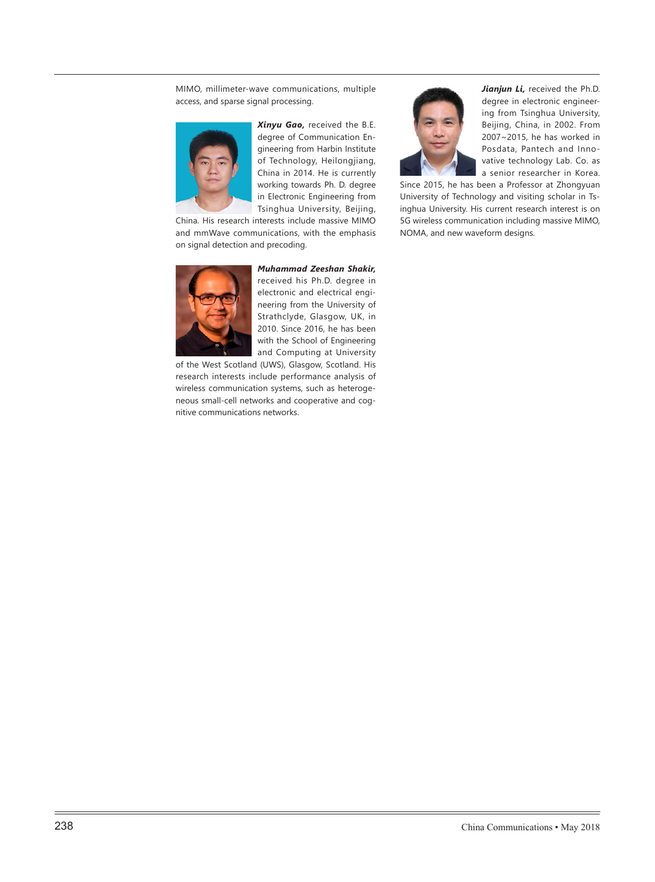MIMO, millimeter-wave communications, multiple access, and sparse signal processing.

***Xinyu Gao,*** received the B.E. degree of Communication Engineering from Harbin Institute of Technology, Heilongjiang, China in 2014. He is currently working towards Ph. D. degree in Electronic Engineering from Tsinghua University, Beijing, China. His research interests include massive MIMO and mmWave communications, with the emphasis on signal detection and precoding.

***Muhammad Zeeshan Shakir,*** received his Ph.D. degree in electronic and electrical engineering from the University of Strathclyde, Glasgow, UK, in 2010. Since 2016, he has been with the School of Engineering and Computing at University of the West Scotland (UWS), Glasgow, Scotland. His research interests include performance analysis of wireless communication systems, such as heterogeneous small-cell networks and cooperative and cognitive communications networks.

***Jianjun Li,*** received the Ph.D. degree in electronic engineering from Tsinghua University, Beijing, China, in 2002. From 2007~2015, he has worked in Posdata, Pantech and Innovative technology Lab. Co. as a senior researcher in Korea. Since 2015, he has been a Professor at Zhongyuan University of Technology and visiting scholar in Tsinghua University. His current research interest is on 5G wireless communication including massive MIMO, NOMA, and new waveform designs.